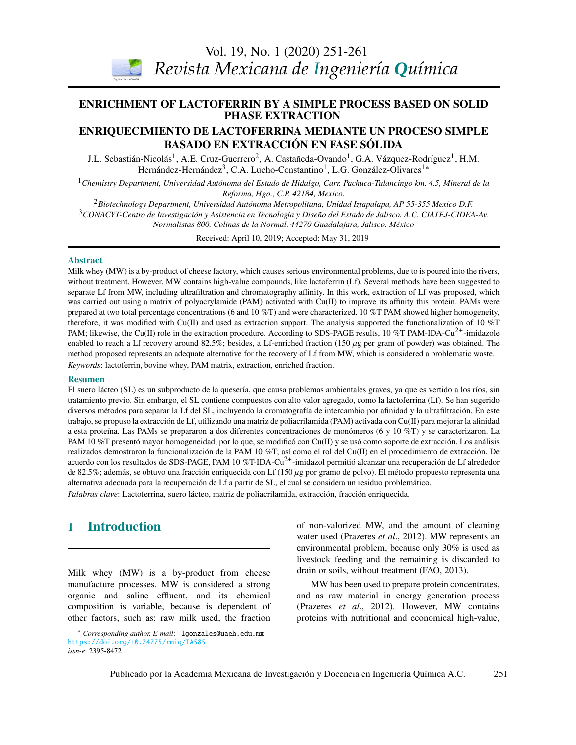# ENRICHMENT OF LACTOFERRIN BY A SIMPLE PROCESS BASED ON SOLID PHASE EXTRACTION

# ENRIQUECIMIENTO DE LACTOFERRINA MEDIANTE UN PROCESO SIMPLE BASADO EN EXTRACCIÓN EN FASE SÓLIDA

J.L. Sebastián-Nicolás[1], A.E. Cruz-Guerrero[2], A. Castañeda-Ovando[1], G.A. Vázquez-Rodríguez[1], H.M. Hernández-Hernández[3], C.A. Lucho-Constantino[1], L.G. González-Olivares[1*]

[1] *Chemistry Department, Universidad Autónoma del Estado de Hidalgo, Carr. Pachuca-Tulancingo km. 4.5, Mineral de la Reforma, Hgo., C.P. 42184, Mexico.*

[2] *Biotechnology Department, Universidad Autónoma Metropolitana, Unidad Iztapalapa, AP 55-355 Mexico D.F.*

[3] *CONACYT-Centro de Investigación y Asistencia en Tecnología y Diseño del Estado de Jalisco. A.C. CIATEJ-CIDEA-Av. Normalistas 800. Colinas de la Normal. 44270 Guadalajara, Jalisco. México*

Received: April 10, 2019; Accepted: May 31, 2019

## Abstract

Milk whey (MW) is a by-product of cheese factory, which causes serious environmental problems, due to is poured into the rivers, without treatment. However, MW contains high-value compounds, like lactoferrin (Lf). Several methods have been suggested to separate Lf from MW, including ultrafiltration and chromatography affinity. In this work, extraction of Lf was proposed, which was carried out using a matrix of polyacrylamide (PAM) activated with Cu(II) to improve its affinity this protein. PAMs were prepared at two total percentage concentrations (6 and 10 %T) and were characterized. 10 %T PAM showed higher homogeneity, therefore, it was modified with Cu(II) and used as extraction support. The analysis supported the functionalization of 10 %T PAM; likewise, the Cu(II) role in the extraction procedure. According to SDS-PAGE results, 10 %T PAM-IDA-$Cu^{2+}$-imidazole enabled to reach a Lf recovery around 82.5%; besides, a Lf-enriched fraction (150 $\mu$g per gram of powder) was obtained. The method proposed represents an adequate alternative for the recovery of Lf from MW, which is considered a problematic waste.

*Keywords*: lactoferrin, bovine whey, PAM matrix, extraction, enriched fraction.

## Resumen

El suero lácteo (SL) es un subproducto de la quesería, que causa problemas ambientales graves, ya que es vertido a los ríos, sin tratamiento previo. Sin embargo, el SL contiene compuestos con alto valor agregado, como la lactoferrina (Lf). Se han sugerido diversos métodos para separar la Lf del SL, incluyendo la cromatografía de intercambio por afinidad y la ultrafiltración. En este trabajo, se propuso la extracción de Lf, utilizando una matriz de poliacrilamida (PAM) activada con Cu(II) para mejorar la afinidad a esta proteína. Las PAMs se prepararon a dos diferentes concentraciones de monómeros (6 y 10 %T) y se caracterizaron. La PAM 10 %T presentó mayor homogeneidad, por lo que, se modificó con Cu(II) y se usó como soporte de extracción. Los análisis realizados demostraron la funcionalización de la PAM 10 %T; así como el rol del Cu(II) en el procedimiento de extracción. De acuerdo con los resultados de SDS-PAGE, PAM 10 %T-IDA-$Cu^{2+}$-imidazol permitió alcanzar una recuperación de Lf alrededor de 82.5%; además, se obtuvo una fracción enriquecida con Lf (150 $\mu$g por gramo de polvo). El método propuesto representa una alternativa adecuada para la recuperación de Lf a partir de SL, el cual se considera un residuo problemático.

*Palabras clave*: Lactoferrina, suero lácteo, matriz de poliacrilamida, extracción, fracción enriquecida.

## 1 Introduction

Milk whey (MW) is a by-product from cheese manufacture processes. MW is considered a strong organic and saline effluent, and its chemical composition is variable, because is dependent of other factors, such as: raw milk used, the fraction of non-valorized MW, and the amount of cleaning water used (Prazeres *et al*., 2012). MW represents an environmental problem, because only 30% is used as livestock feeding and the remaining is discarded to drain or soils, without treatment (FAO, 2013).

MW has been used to prepare protein concentrates, and as raw material in energy generation process (Prazeres *et al*., 2012). However, MW contains proteins with nutritional and economical high-value,

[*] *Corresponding author. E-mail*: lgonzales@uaeh.edu.mx
https://doi.org/10.24275/rmiq/IA585
*issn-e*: 2395-8472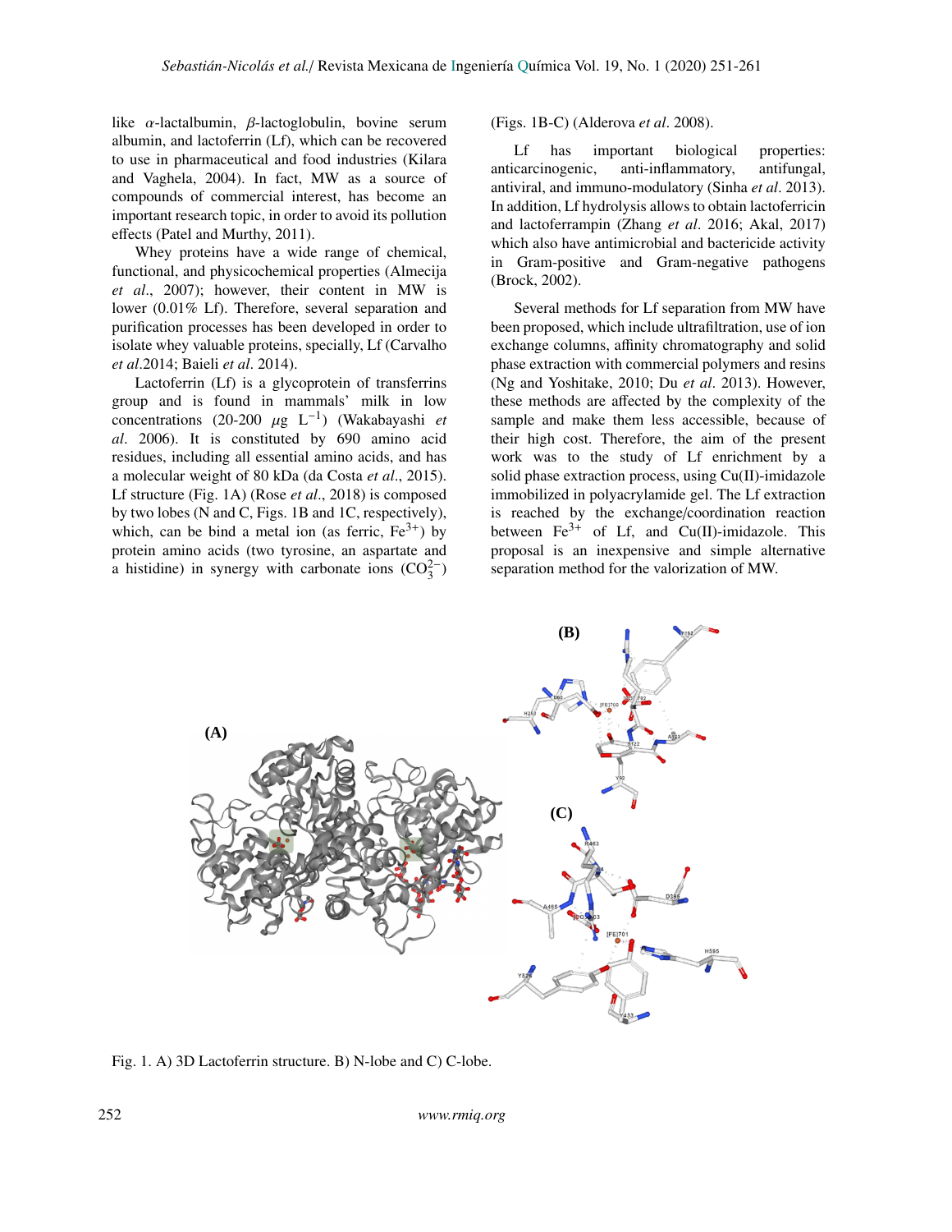like α-lactalbumin, β-lactoglobulin, bovine serum albumin, and lactoferrin (Lf), which can be recovered to use in pharmaceutical and food industries (Kilara and Vaghela, 2004). In fact, MW as a source of compounds of commercial interest, has become an important research topic, in order to avoid its pollution effects (Patel and Murthy, 2011).

Whey proteins have a wide range of chemical, functional, and physicochemical properties (Almecija *et al*., 2007); however, their content in MW is lower (0.01% Lf). Therefore, several separation and purification processes has been developed in order to isolate whey valuable proteins, specially, Lf (Carvalho *et al*.2014; Baieli *et al*. 2014).

Lactoferrin (Lf) is a glycoprotein of transferrins group and is found in mammals' milk in low concentrations (20-200 $\mu$g $L^{-1}$) (Wakabayashi *et al*. 2006). It is constituted by 690 amino acid residues, including all essential amino acids, and has a molecular weight of 80 kDa (da Costa *et al*., 2015). Lf structure (Fig. 1A) (Rose *et al*., 2018) is composed by two lobes (N and C, Figs. 1B and 1C, respectively), which, can be bind a metal ion (as ferric, $Fe^{3+}$) by protein amino acids (two tyrosine, an aspartate and a histidine) in synergy with carbonate ions ($CO_3^{2-}$) (Figs. 1B-C) (Alderova *et al*. 2008).

Lf has important biological properties: anticarcinogenic, anti-inflammatory, antifungal, antiviral, and immuno-modulatory (Sinha *et al*. 2013). In addition, Lf hydrolysis allows to obtain lactoferricin and lactoferrampin (Zhang *et al*. 2016; Akal, 2017) which also have antimicrobial and bactericide activity in Gram-positive and Gram-negative pathogens (Brock, 2002).

Several methods for Lf separation from MW have been proposed, which include ultrafiltration, use of ion exchange columns, affinity chromatography and solid phase extraction with commercial polymers and resins (Ng and Yoshitake, 2010; Du *et al*. 2013). However, these methods are affected by the complexity of the sample and make them less accessible, because of their high cost. Therefore, the aim of the present work was to the study of Lf enrichment by a solid phase extraction process, using Cu(II)-imidazole immobilized in polyacrylamide gel. The Lf extraction is reached by the exchange/coordination reaction between $Fe^{3+}$ of Lf, and Cu(II)-imidazole. This proposal is an inexpensive and simple alternative separation method for the valorization of MW.

Fig. 1. A) 3D Lactoferrin structure. B) N-lobe and C) C-lobe.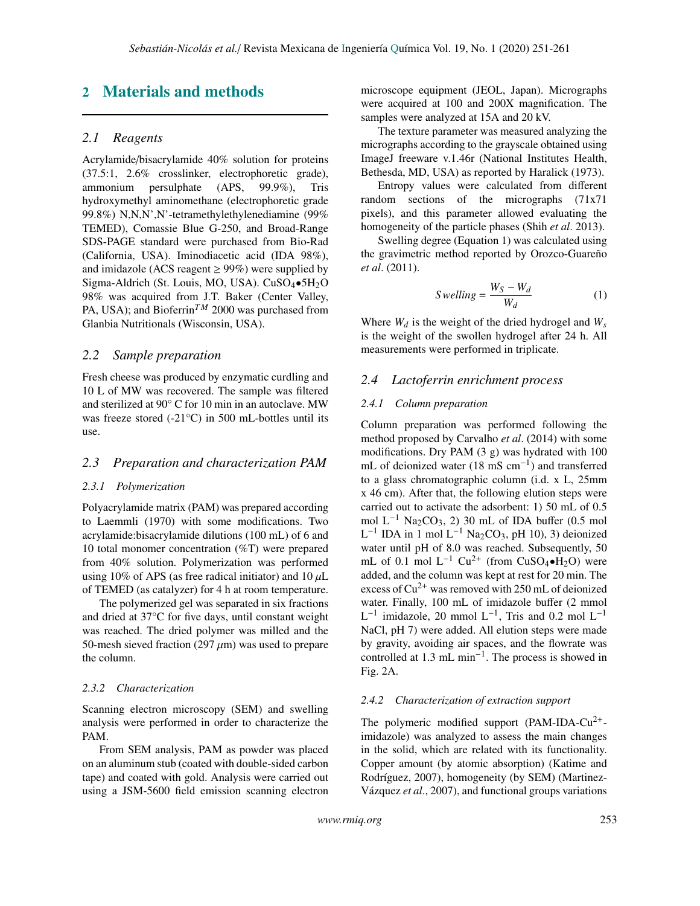# 2 Materials and methods

## 2.1 Reagents

Acrylamide/bisacrylamide 40% solution for proteins (37.5:1, 2.6% crosslinker, electrophoretic grade), ammonium persulphate (APS, 99.9%), Tris hydroxymethyl aminomethane (electrophoretic grade 99.8%) N,N,N',N'-tetramethylethylenediamine (99% TEMED), Comassie Blue G-250, and Broad-Range SDS-PAGE standard were purchased from Bio-Rad (California, USA). Iminodiacetic acid (IDA 98%), and imidazole (ACS reagent ≥ 99%) were supplied by Sigma-Aldrich (St. Louis, MO, USA). $CuSO_4{\bullet}5H_2O$ 98% was acquired from J.T. Baker (Center Valley, PA, USA); and Bioferrin$^{TM}$ 2000 was purchased from Glanbia Nutritionals (Wisconsin, USA).

## 2.2 Sample preparation

Fresh cheese was produced by enzymatic curdling and 10 L of MW was recovered. The sample was filtered and sterilized at 90° C for 10 min in an autoclave. MW was freeze stored (-21°C) in 500 mL-bottles until its use.

## 2.3 Preparation and characterization PAM

### 2.3.1 Polymerization

Polyacrylamide matrix (PAM) was prepared according to Laemmli (1970) with some modifications. Two acrylamide:bisacrylamide dilutions (100 mL) of 6 and 10 total monomer concentration (%T) were prepared from 40% solution. Polymerization was performed using 10% of APS (as free radical initiator) and 10 $\mu$L of TEMED (as catalyzer) for 4 h at room temperature.

The polymerized gel was separated in six fractions and dried at 37°C for five days, until constant weight was reached. The dried polymer was milled and the 50-mesh sieved fraction (297 $\mu$m) was used to prepare the column.

### 2.3.2 Characterization

Scanning electron microscopy (SEM) and swelling analysis were performed in order to characterize the PAM.

From SEM analysis, PAM as powder was placed on an aluminum stub (coated with double-sided carbon tape) and coated with gold. Analysis were carried out using a JSM-5600 field emission scanning electron microscope equipment (JEOL, Japan). Micrographs were acquired at 100 and 200X magnification. The samples were analyzed at 15A and 20 kV.

The texture parameter was measured analyzing the micrographs according to the grayscale obtained using ImageJ freeware v.1.46r (National Institutes Health, Bethesda, MD, USA) as reported by Haralick (1973).

Entropy values were calculated from different random sections of the micrographs (71x71 pixels), and this parameter allowed evaluating the homogeneity of the particle phases (Shih *et al*. 2013).

Swelling degree (Equation 1) was calculated using the gravimetric method reported by Orozco-Guareño *et al*. (2011).

$$Swelling = \frac{W_S - W_d}{W_d} \tag{1}$$

Where $W_d$ is the weight of the dried hydrogel and $W_s$ is the weight of the swollen hydrogel after 24 h. All measurements were performed in triplicate.

## 2.4 Lactoferrin enrichment process

### 2.4.1 Column preparation

Column preparation was performed following the method proposed by Carvalho *et al*. (2014) with some modifications. Dry PAM (3 g) was hydrated with 100 mL of deionized water (18 mS $cm^{-1}$) and transferred to a glass chromatographic column (i.d. x L, 25mm x 46 cm). After that, the following elution steps were carried out to activate the adsorbent: 1) 50 mL of 0.5 mol $L^{-1}$ $Na_2CO_3$, 2) 30 mL of IDA buffer (0.5 mol $L^{-1}$ IDA in 1 mol $L^{-1}$ $Na_2CO_3$, pH 10), 3) deionized water until pH of 8.0 was reached. Subsequently, 50 mL of 0.1 mol $L^{-1}$ $Cu^{2+}$ (from $CuSO_4{\bullet}H_2O$) were added, and the column was kept at rest for 20 min. The excess of $Cu^{2+}$ was removed with 250 mL of deionized water. Finally, 100 mL of imidazole buffer (2 mmol $L^{-1}$ imidazole, 20 mmol $L^{-1}$, Tris and 0.2 mol $L^{-1}$ NaCl, pH 7) were added. All elution steps were made by gravity, avoiding air spaces, and the flowrate was controlled at 1.3 mL $min^{-1}$. The process is showed in Fig. 2A.

### 2.4.2 Characterization of extraction support

The polymeric modified support (PAM-IDA-$Cu^{2+}$-imidazole) was analyzed to assess the main changes in the solid, which are related with its functionality. Copper amount (by atomic absorption) (Katime and Rodríguez, 2007), homogeneity (by SEM) (Martinez-Vázquez *et al*., 2007), and functional groups variations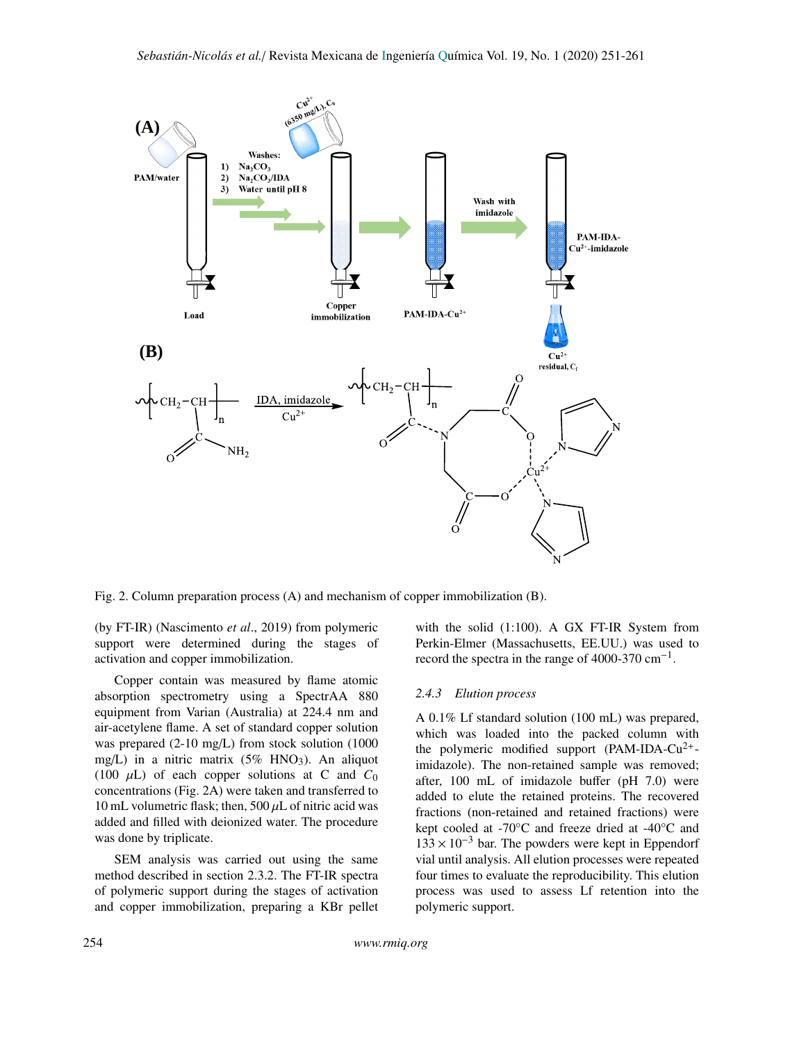Fig. 2. Column preparation process (A) and mechanism of copper immobilization (B).

(by FT-IR) (Nascimento *et al*., 2019) from polymeric support were determined during the stages of activation and copper immobilization.

Copper contain was measured by flame atomic absorption spectrometry using a SpectrAA 880 equipment from Varian (Australia) at 224.4 nm and air-acetylene flame. A set of standard copper solution was prepared (2-10 mg/L) from stock solution (1000 mg/L) in a nitric matrix (5% $HNO_3$). An aliquot (100 $\mu$L) of each copper solutions at C and $C_0$ concentrations (Fig. 2A) were taken and transferred to 10 mL volumetric flask; then, 500 $\mu$L of nitric acid was added and filled with deionized water. The procedure was done by triplicate.

SEM analysis was carried out using the same method described in section 2.3.2. The FT-IR spectra of polymeric support during the stages of activation and copper immobilization, preparing a KBr pellet with the solid (1:100). A GX FT-IR System from Perkin-Elmer (Massachusetts, EE.UU.) was used to record the spectra in the range of 4000-370 $cm^{-1}$.

### 2.4.3 *Elution process*

A 0.1% Lf standard solution (100 mL) was prepared, which was loaded into the packed column with the polymeric modified support (PAM-IDA-$Cu^{2+}$-imidazole). The non-retained sample was removed; after, 100 mL of imidazole buffer (pH 7.0) were added to elute the retained proteins. The recovered fractions (non-retained and retained fractions) were kept cooled at -70°C and freeze dried at -40°C and $133 \times 10^{-3}$ bar. The powders were kept in Eppendorf vial until analysis. All elution processes were repeated four times to evaluate the reproducibility. This elution process was used to assess Lf retention into the polymeric support.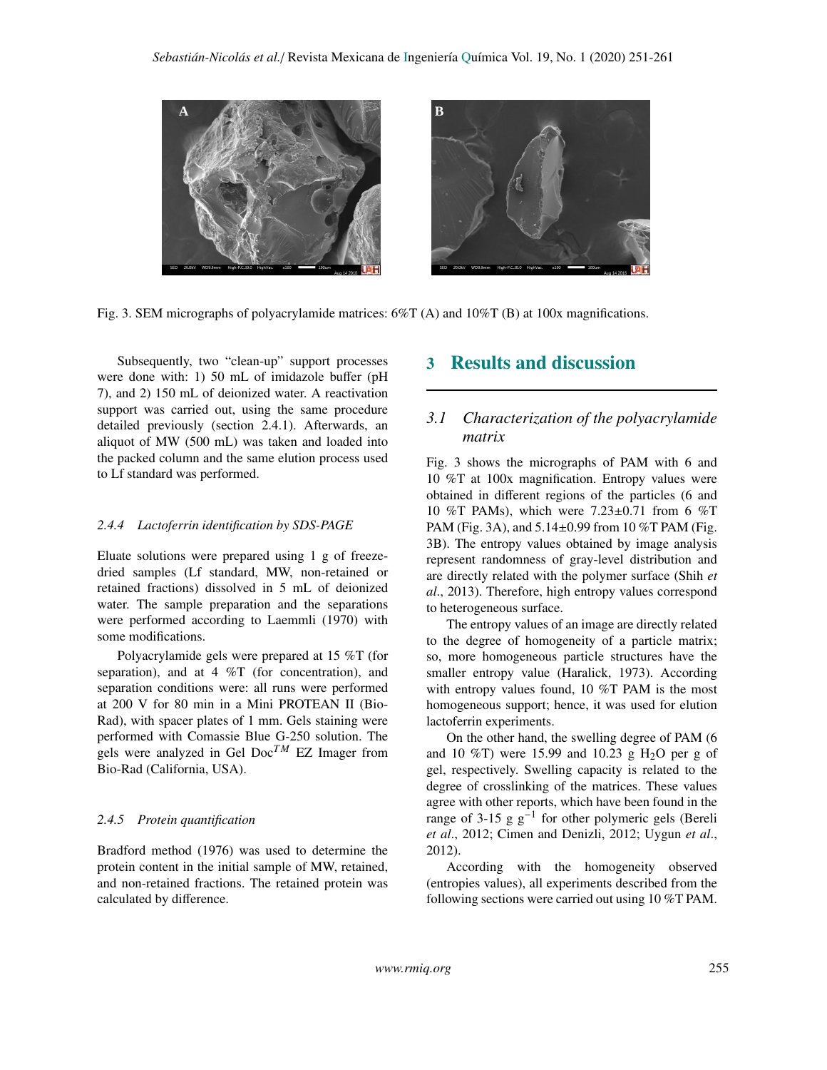Fig. 3. SEM micrographs of polyacrylamide matrices: 6%T (A) and 10%T (B) at 100x magnifications.

Subsequently, two "clean-up" support processes were done with: 1) 50 mL of imidazole buffer (pH 7), and 2) 150 mL of deionized water. A reactivation support was carried out, using the same procedure detailed previously (section 2.4.1). Afterwards, an aliquot of MW (500 mL) was taken and loaded into the packed column and the same elution process used to Lf standard was performed.

#### *2.4.4 Lactoferrin identification by SDS-PAGE*

Eluate solutions were prepared using 1 g of freeze-dried samples (Lf standard, MW, non-retained or retained fractions) dissolved in 5 mL of deionized water. The sample preparation and the separations were performed according to Laemmli (1970) with some modifications.

Polyacrylamide gels were prepared at 15 %T (for separation), and at 4 %T (for concentration), and separation conditions were: all runs were performed at 200 V for 80 min in a Mini PROTEAN II (Bio-Rad), with spacer plates of 1 mm. Gels staining were performed with Comassie Blue G-250 solution. The gels were analyzed in Gel Doc$^{TM}$ EZ Imager from Bio-Rad (California, USA).

#### *2.4.5 Protein quantification*

Bradford method (1976) was used to determine the protein content in the initial sample of MW, retained, and non-retained fractions. The retained protein was calculated by difference.

## 3 Results and discussion

### *3.1 Characterization of the polyacrylamide matrix*

Fig. 3 shows the micrographs of PAM with 6 and 10 %T at 100x magnification. Entropy values were obtained in different regions of the particles (6 and 10 %T PAMs), which were 7.23±0.71 from 6 %T PAM (Fig. 3A), and 5.14±0.99 from 10 %T PAM (Fig. 3B). The entropy values obtained by image analysis represent randomness of gray-level distribution and are directly related with the polymer surface (Shih *et al*., 2013). Therefore, high entropy values correspond to heterogeneous surface.

The entropy values of an image are directly related to the degree of homogeneity of a particle matrix; so, more homogeneous particle structures have the smaller entropy value (Haralick, 1973). According with entropy values found, 10 %T PAM is the most homogeneous support; hence, it was used for elution lactoferrin experiments.

On the other hand, the swelling degree of PAM (6 and 10 %T) were 15.99 and 10.23 g $H_2O$ per g of gel, respectively. Swelling capacity is related to the degree of crosslinking of the matrices. These values agree with other reports, which have been found in the range of 3-15 g $g^{-1}$ for other polymeric gels (Bereli *et al*., 2012; Cimen and Denizli, 2012; Uygun *et al*., 2012).

According with the homogeneity observed (entropies values), all experiments described from the following sections were carried out using 10 %T PAM.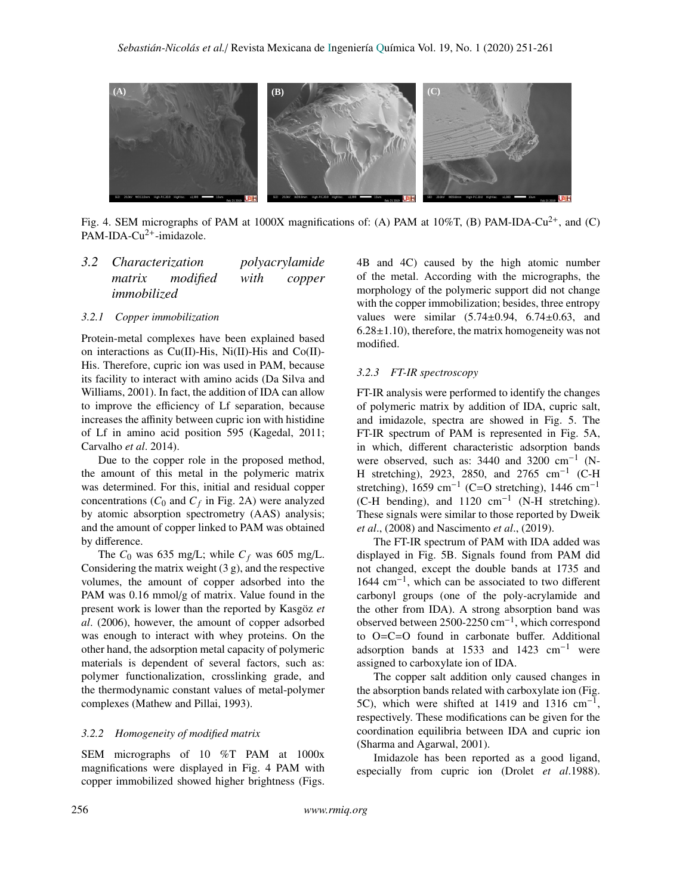Fig. 4. SEM micrographs of PAM at 1000X magnifications of: (A) PAM at 10%T, (B) PAM-IDA-$Cu^{2+}$, and (C) PAM-IDA-$Cu^{2+}$-imidazole.

## *3.2 Characterization polyacrylamide matrix modified with copper immobilized*

### *3.2.1 Copper immobilization*

Protein-metal complexes have been explained based on interactions as Cu(II)-His, Ni(II)-His and Co(II)-His. Therefore, cupric ion was used in PAM, because its facility to interact with amino acids (Da Silva and Williams, 2001). In fact, the addition of IDA can allow to improve the efficiency of Lf separation, because increases the affinity between cupric ion with histidine of Lf in amino acid position 595 (Kagedal, 2011; Carvalho *et al*. 2014).

Due to the copper role in the proposed method, the amount of this metal in the polymeric matrix was determined. For this, initial and residual copper concentrations ($C_0$ and $C_f$ in Fig. 2A) were analyzed by atomic absorption spectrometry (AAS) analysis; and the amount of copper linked to PAM was obtained by difference.

The $C_0$ was 635 mg/L; while $C_f$ was 605 mg/L. Considering the matrix weight (3 g), and the respective volumes, the amount of copper adsorbed into the PAM was 0.16 mmol/g of matrix. Value found in the present work is lower than the reported by Kasgöz *et al*. (2006), however, the amount of copper adsorbed was enough to interact with whey proteins. On the other hand, the adsorption metal capacity of polymeric materials is dependent of several factors, such as: polymer functionalization, crosslinking grade, and the thermodynamic constant values of metal-polymer complexes (Mathew and Pillai, 1993).

### *3.2.2 Homogeneity of modified matrix*

SEM micrographs of 10 %T PAM at 1000x magnifications were displayed in Fig. 4 PAM with copper immobilized showed higher brightness (Figs. 4B and 4C) caused by the high atomic number of the metal. According with the micrographs, the morphology of the polymeric support did not change with the copper immobilization; besides, three entropy values were similar (5.74±0.94, 6.74±0.63, and 6.28±1.10), therefore, the matrix homogeneity was not modified.

### *3.2.3 FT-IR spectroscopy*

FT-IR analysis were performed to identify the changes of polymeric matrix by addition of IDA, cupric salt, and imidazole, spectra are showed in Fig. 5. The FT-IR spectrum of PAM is represented in Fig. 5A, in which, different characteristic adsorption bands were observed, such as: 3440 and 3200 $cm^{-1}$ (N-H stretching), 2923, 2850, and 2765 $cm^{-1}$ (C-H stretching), 1659 $cm^{-1}$ (C=O stretching), 1446 $cm^{-1}$ (C-H bending), and 1120 $cm^{-1}$ (N-H stretching). These signals were similar to those reported by Dweik *et al*., (2008) and Nascimento *et al*., (2019).

The FT-IR spectrum of PAM with IDA added was displayed in Fig. 5B. Signals found from PAM did not changed, except the double bands at 1735 and 1644 $cm^{-1}$, which can be associated to two different carbonyl groups (one of the poly-acrylamide and the other from IDA). A strong absorption band was observed between 2500-2250 $cm^{-1}$, which correspond to O=C=O found in carbonate buffer. Additional adsorption bands at 1533 and 1423 $cm^{-1}$ were assigned to carboxylate ion of IDA.

The copper salt addition only caused changes in the absorption bands related with carboxylate ion (Fig. 5C), which were shifted at 1419 and 1316 $cm^{-1}$, respectively. These modifications can be given for the coordination equilibria between IDA and cupric ion (Sharma and Agarwal, 2001).

Imidazole has been reported as a good ligand, especially from cupric ion (Drolet *et al*.1988).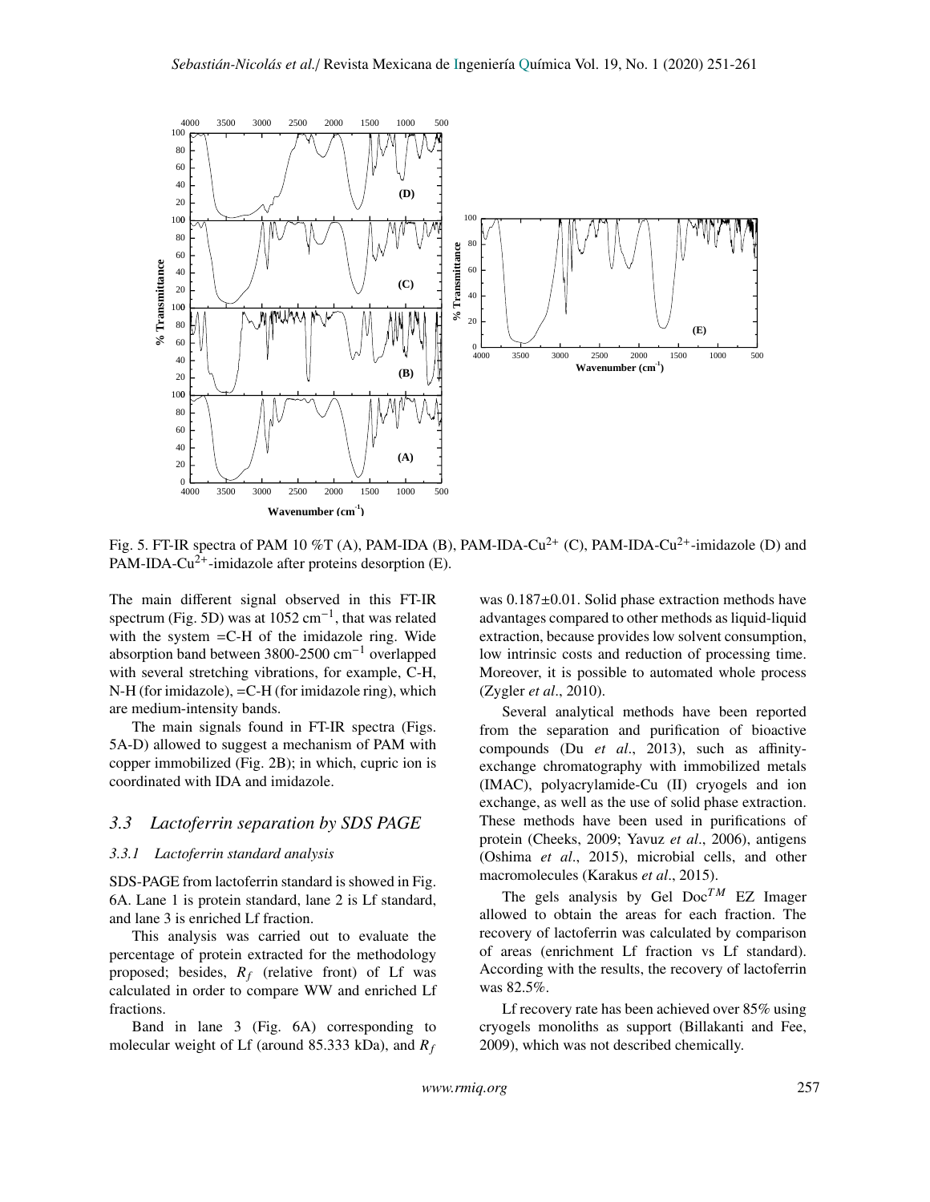Fig. 5. FT-IR spectra of PAM 10 %T (A), PAM-IDA (B), PAM-IDA-$Cu^{2+}$ (C), PAM-IDA-$Cu^{2+}$-imidazole (D) and PAM-IDA-$Cu^{2+}$-imidazole after proteins desorption (E).

The main different signal observed in this FT-IR spectrum (Fig. 5D) was at 1052 $cm^{-1}$, that was related with the system =C-H of the imidazole ring. Wide absorption band between 3800-2500 $cm^{-1}$ overlapped with several stretching vibrations, for example, C-H, N-H (for imidazole), =C-H (for imidazole ring), which are medium-intensity bands.

The main signals found in FT-IR spectra (Figs. 5A-D) allowed to suggest a mechanism of PAM with copper immobilized (Fig. 2B); in which, cupric ion is coordinated with IDA and imidazole.

## 3.3 Lactoferrin separation by SDS PAGE

### 3.3.1 Lactoferrin standard analysis

SDS-PAGE from lactoferrin standard is showed in Fig. 6A. Lane 1 is protein standard, lane 2 is Lf standard, and lane 3 is enriched Lf fraction.

This analysis was carried out to evaluate the percentage of protein extracted for the methodology proposed; besides, $R_f$ (relative front) of Lf was calculated in order to compare WW and enriched Lf fractions.

Band in lane 3 (Fig. 6A) corresponding to molecular weight of Lf (around 85.333 kDa), and $R_f$ was 0.187±0.01. Solid phase extraction methods have advantages compared to other methods as liquid-liquid extraction, because provides low solvent consumption, low intrinsic costs and reduction of processing time. Moreover, it is possible to automated whole process (Zygler *et al*., 2010).

Several analytical methods have been reported from the separation and purification of bioactive compounds (Du *et al*., 2013), such as affinity-exchange chromatography with immobilized metals (IMAC), polyacrylamide-Cu (II) cryogels and ion exchange, as well as the use of solid phase extraction. These methods have been used in purifications of protein (Cheeks, 2009; Yavuz *et al*., 2006), antigens (Oshima *et al*., 2015), microbial cells, and other macromolecules (Karakus *et al*., 2015).

The gels analysis by Gel Doc$^{TM}$ EZ Imager allowed to obtain the areas for each fraction. The recovery of lactoferrin was calculated by comparison of areas (enrichment Lf fraction vs Lf standard). According with the results, the recovery of lactoferrin was 82.5%.

Lf recovery rate has been achieved over 85% using cryogels monoliths as support (Billakanti and Fee, 2009), which was not described chemically.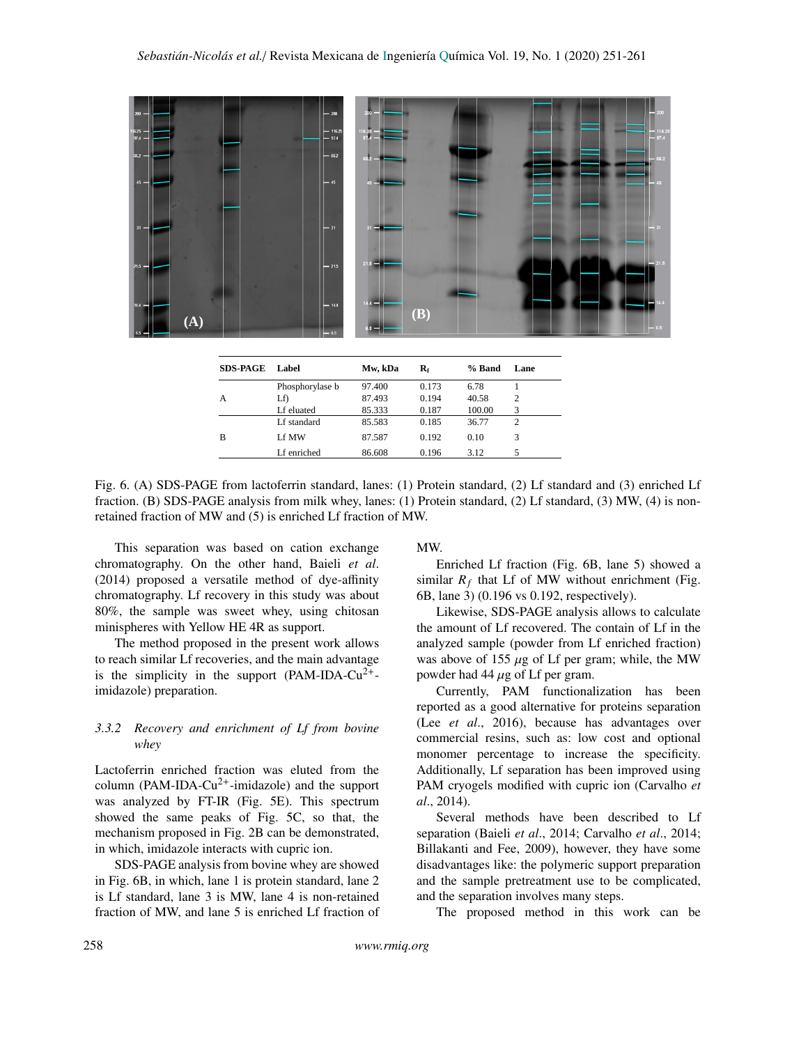| SDS-PAGE | Label | Mw, kDa | $R_f$ | % Band | Lane |
|---|---|---|---|---|---|
| A | Phosphorylase b | 97.400 | 0.173 | 6.78 | 1 |
| | Lf) | 87.493 | 0.194 | 40.58 | 2 |
| | Lf eluated | 85.333 | 0.187 | 100.00 | 3 |
| B | Lf standard | 85.583 | 0.185 | 36.77 | 2 |
| | Lf MW | 87.587 | 0.192 | 0.10 | 3 |
| | Lf enriched | 86.608 | 0.196 | 3.12 | 5 |

Fig. 6. (A) SDS-PAGE from lactoferrin standard, lanes: (1) Protein standard, (2) Lf standard and (3) enriched Lf fraction. (B) SDS-PAGE analysis from milk whey, lanes: (1) Protein standard, (2) Lf standard, (3) MW, (4) is non-retained fraction of MW and (5) is enriched Lf fraction of MW.

This separation was based on cation exchange chromatography. On the other hand, Baieli *et al*. (2014) proposed a versatile method of dye-affinity chromatography. Lf recovery in this study was about 80%, the sample was sweet whey, using chitosan minispheres with Yellow HE 4R as support.

The method proposed in the present work allows to reach similar Lf recoveries, and the main advantage is the simplicity in the support (PAM-IDA-$Cu^{2+}$-imidazole) preparation.

### 3.3.2 *Recovery and enrichment of Lf from bovine whey*

Lactoferrin enriched fraction was eluted from the column (PAM-IDA-$Cu^{2+}$-imidazole) and the support was analyzed by FT-IR (Fig. 5E). This spectrum showed the same peaks of Fig. 5C, so that, the mechanism proposed in Fig. 2B can be demonstrated, in which, imidazole interacts with cupric ion.

SDS-PAGE analysis from bovine whey are showed in Fig. 6B, in which, lane 1 is protein standard, lane 2 is Lf standard, lane 3 is MW, lane 4 is non-retained fraction of MW, and lane 5 is enriched Lf fraction of MW.

Enriched Lf fraction (Fig. 6B, lane 5) showed a similar $R_f$ that Lf of MW without enrichment (Fig. 6B, lane 3) (0.196 vs 0.192, respectively).

Likewise, SDS-PAGE analysis allows to calculate the amount of Lf recovered. The contain of Lf in the analyzed sample (powder from Lf enriched fraction) was above of 155 $\mu$g of Lf per gram; while, the MW powder had 44 $\mu$g of Lf per gram.

Currently, PAM functionalization has been reported as a good alternative for proteins separation (Lee *et al*., 2016), because has advantages over commercial resins, such as: low cost and optional monomer percentage to increase the specificity. Additionally, Lf separation has been improved using PAM cryogels modified with cupric ion (Carvalho *et al*., 2014).

Several methods have been described to Lf separation (Baieli *et al*., 2014; Carvalho *et al*., 2014; Billakanti and Fee, 2009), however, they have some disadvantages like: the polymeric support preparation and the sample pretreatment use to be complicated, and the separation involves many steps.

The proposed method in this work can be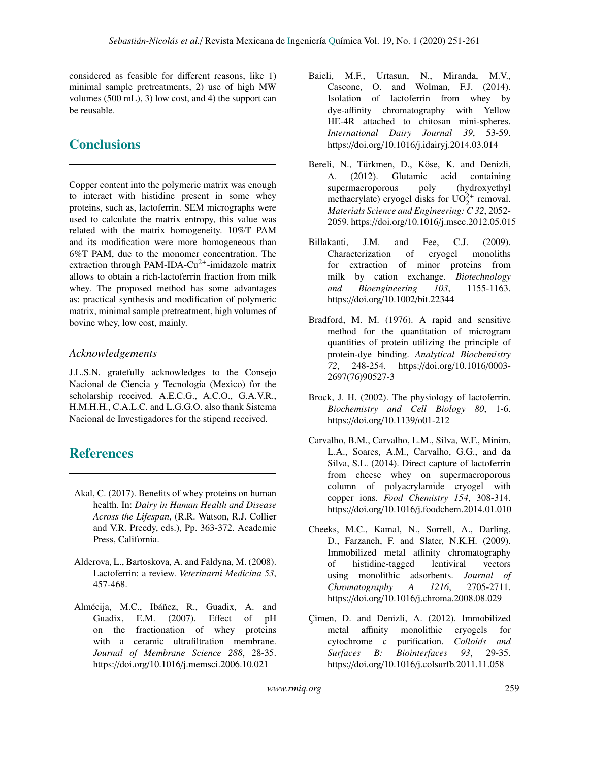considered as feasible for different reasons, like 1) minimal sample pretreatments, 2) use of high MW volumes (500 mL), 3) low cost, and 4) the support can be reusable.

## Conclusions

Copper content into the polymeric matrix was enough to interact with histidine present in some whey proteins, such as, lactoferrin. SEM micrographs were used to calculate the matrix entropy, this value was related with the matrix homogeneity. 10%T PAM and its modification were more homogeneous than 6%T PAM, due to the monomer concentration. The extraction through PAM-IDA-$Cu^{2+}$-imidazole matrix allows to obtain a rich-lactoferrin fraction from milk whey. The proposed method has some advantages as: practical synthesis and modification of polymeric matrix, minimal sample pretreatment, high volumes of bovine whey, low cost, mainly.

### *Acknowledgements*

J.L.S.N. gratefully acknowledges to the Consejo Nacional de Ciencia y Tecnologia (Mexico) for the scholarship received. A.E.C.G., A.C.O., G.A.V.R., H.M.H.H., C.A.L.C. and L.G.G.O. also thank Sistema Nacional de Investigadores for the stipend received.

## References

Akal, C. (2017). Benefits of whey proteins on human health. In: *Dairy in Human Health and Disease Across the Lifespan*, (R.R. Watson, R.J. Collier and V.R. Preedy, eds.), Pp. 363-372. Academic Press, California.

Alderova, L., Bartoskova, A. and Faldyna, M. (2008). Lactoferrin: a review. *Veterinarni Medicina 53*, 457-468.

Almécija, M.C., Ibáñez, R., Guadix, A. and Guadix, E.M. (2007). Effect of pH on the fractionation of whey proteins with a ceramic ultrafiltration membrane. *Journal of Membrane Science 288*, 28-35. https://doi.org/10.1016/j.memsci.2006.10.021

Baieli, M.F., Urtasun, N., Miranda, M.V., Cascone, O. and Wolman, F.J. (2014). Isolation of lactoferrin from whey by dye-affinity chromatography with Yellow HE-4R attached to chitosan mini-spheres. *International Dairy Journal 39*, 53-59. https://doi.org/10.1016/j.idairyj.2014.03.014

Bereli, N., Türkmen, D., Köse, K. and Denizli, A. (2012). Glutamic acid containing supermacroporous poly (hydroxyethyl methacrylate) cryogel disks for $UO_2^{2+}$ removal. *Materials Science and Engineering: C 32*, 2052-2059. https://doi.org/10.1016/j.msec.2012.05.015

Billakanti, J.M. and Fee, C.J. (2009). Characterization of cryogel monoliths for extraction of minor proteins from milk by cation exchange. *Biotechnology and Bioengineering 103*, 1155-1163. https://doi.org/10.1002/bit.22344

Bradford, M. M. (1976). A rapid and sensitive method for the quantitation of microgram quantities of protein utilizing the principle of protein-dye binding. *Analytical Biochemistry 72*, 248-254. https://doi.org/10.1016/0003-2697(76)90527-3

Brock, J. H. (2002). The physiology of lactoferrin. *Biochemistry and Cell Biology 80*, 1-6. https://doi.org/10.1139/o01-212

Carvalho, B.M., Carvalho, L.M., Silva, W.F., Minim, L.A., Soares, A.M., Carvalho, G.G., and da Silva, S.L. (2014). Direct capture of lactoferrin from cheese whey on supermacroporous column of polyacrylamide cryogel with copper ions. *Food Chemistry 154*, 308-314. https://doi.org/10.1016/j.foodchem.2014.01.010

Cheeks, M.C., Kamal, N., Sorrell, A., Darling, D., Farzaneh, F. and Slater, N.K.H. (2009). Immobilized metal affinity chromatography of histidine-tagged lentiviral vectors using monolithic adsorbents. *Journal of Chromatography A 1216*, 2705-2711. https://doi.org/10.1016/j.chroma.2008.08.029

Çimen, D. and Denizli, A. (2012). Immobilized metal affinity monolithic cryogels for cytochrome c purification. *Colloids and Surfaces B: Biointerfaces 93*, 29-35. https://doi.org/10.1016/j.colsurfb.2011.11.058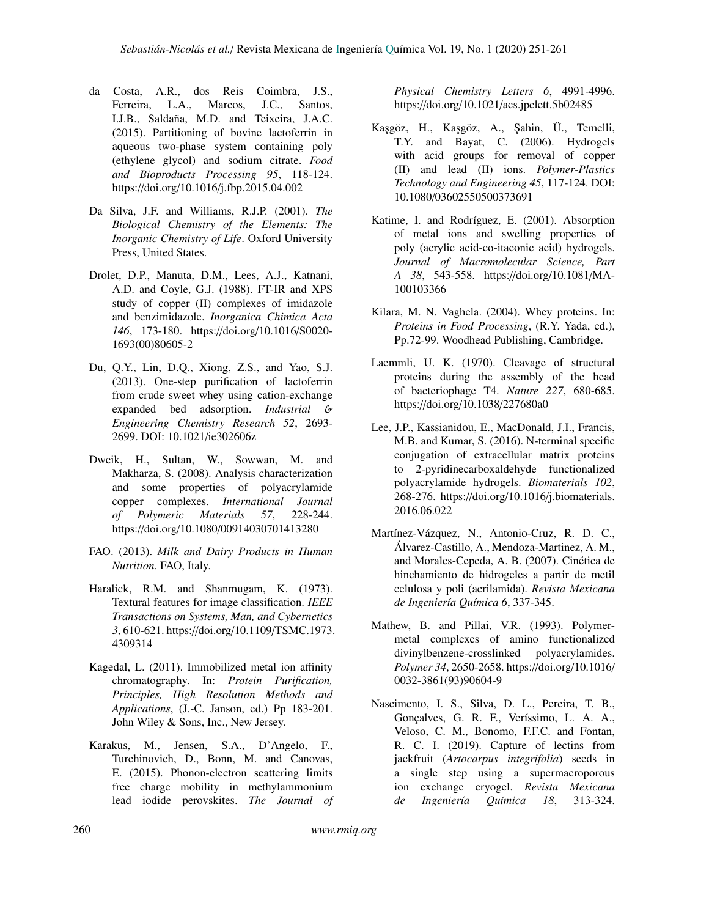da Costa, A.R., dos Reis Coimbra, J.S., Ferreira, L.A., Marcos, J.C., Santos, I.J.B., Saldaña, M.D. and Teixeira, J.A.C. (2015). Partitioning of bovine lactoferrin in aqueous two-phase system containing poly (ethylene glycol) and sodium citrate. *Food and Bioproducts Processing 95*, 118-124. https://doi.org/10.1016/j.fbp.2015.04.002

Da Silva, J.F. and Williams, R.J.P. (2001). *The Biological Chemistry of the Elements: The Inorganic Chemistry of Life*. Oxford University Press, United States.

Drolet, D.P., Manuta, D.M., Lees, A.J., Katnani, A.D. and Coyle, G.J. (1988). FT-IR and XPS study of copper (II) complexes of imidazole and benzimidazole. *Inorganica Chimica Acta 146*, 173-180. https://doi.org/10.1016/S0020-1693(00)80605-2

Du, Q.Y., Lin, D.Q., Xiong, Z.S., and Yao, S.J. (2013). One-step purification of lactoferrin from crude sweet whey using cation-exchange expanded bed adsorption. *Industrial & Engineering Chemistry Research 52*, 2693-2699. DOI: 10.1021/ie302606z

Dweik, H., Sultan, W., Sowwan, M. and Makharza, S. (2008). Analysis characterization and some properties of polyacrylamide copper complexes. *International Journal of Polymeric Materials 57*, 228-244. https://doi.org/10.1080/00914030701413280

FAO. (2013). *Milk and Dairy Products in Human Nutrition*. FAO, Italy.

Haralick, R.M. and Shanmugam, K. (1973). Textural features for image classification. *IEEE Transactions on Systems, Man, and Cybernetics 3*, 610-621. https://doi.org/10.1109/TSMC.1973.4309314

Kagedal, L. (2011). Immobilized metal ion affinity chromatography. In: *Protein Purification, Principles, High Resolution Methods and Applications*, (J.-C. Janson, ed.) Pp 183-201. John Wiley & Sons, Inc., New Jersey.

Karakus, M., Jensen, S.A., D'Angelo, F., Turchinovich, D., Bonn, M. and Canovas, E. (2015). Phonon-electron scattering limits free charge mobility in methylammonium lead iodide perovskites. *The Journal of Physical Chemistry Letters 6*, 4991-4996. https://doi.org/10.1021/acs.jpclett.5b02485

Kaşgöz, H., Kaşgöz, A., Şahin, Ü., Temelli, T.Y. and Bayat, C. (2006). Hydrogels with acid groups for removal of copper (II) and lead (II) ions. *Polymer-Plastics Technology and Engineering 45*, 117-124. DOI: 10.1080/03602550500373691

Katime, I. and Rodríguez, E. (2001). Absorption of metal ions and swelling properties of poly (acrylic acid-co-itaconic acid) hydrogels. *Journal of Macromolecular Science, Part A 38*, 543-558. https://doi.org/10.1081/MA-100103366

Kilara, M. N. Vaghela. (2004). Whey proteins. In: *Proteins in Food Processing*, (R.Y. Yada, ed.), Pp.72-99. Woodhead Publishing, Cambridge.

Laemmli, U. K. (1970). Cleavage of structural proteins during the assembly of the head of bacteriophage T4. *Nature 227*, 680-685. https://doi.org/10.1038/227680a0

Lee, J.P., Kassianidou, E., MacDonald, J.I., Francis, M.B. and Kumar, S. (2016). N-terminal specific conjugation of extracellular matrix proteins to 2-pyridinecarboxaldehyde functionalized polyacrylamide hydrogels. *Biomaterials 102*, 268-276. https://doi.org/10.1016/j.biomaterials.2016.06.022

Martínez-Vázquez, N., Antonio-Cruz, R. D. C., Álvarez-Castillo, A., Mendoza-Martinez, A. M., and Morales-Cepeda, A. B. (2007). Cinética de hinchamiento de hidrogeles a partir de metil celulosa y poli (acrilamida). *Revista Mexicana de Ingeniería Química 6*, 337-345.

Mathew, B. and Pillai, V.R. (1993). Polymer-metal complexes of amino functionalized divinylbenzene-crosslinked polyacrylamides. *Polymer 34*, 2650-2658. https://doi.org/10.1016/0032-3861(93)90604-9

Nascimento, I. S., Silva, D. L., Pereira, T. B., Gonçalves, G. R. F., Veríssimo, L. A. A., Veloso, C. M., Bonomo, F.F.C. and Fontan, R. C. I. (2019). Capture of lectins from jackfruit (*Artocarpus integrifolia*) seeds in a single step using a supermacroporous ion exchange cryogel. *Revista Mexicana de Ingeniería Química 18*, 313-324.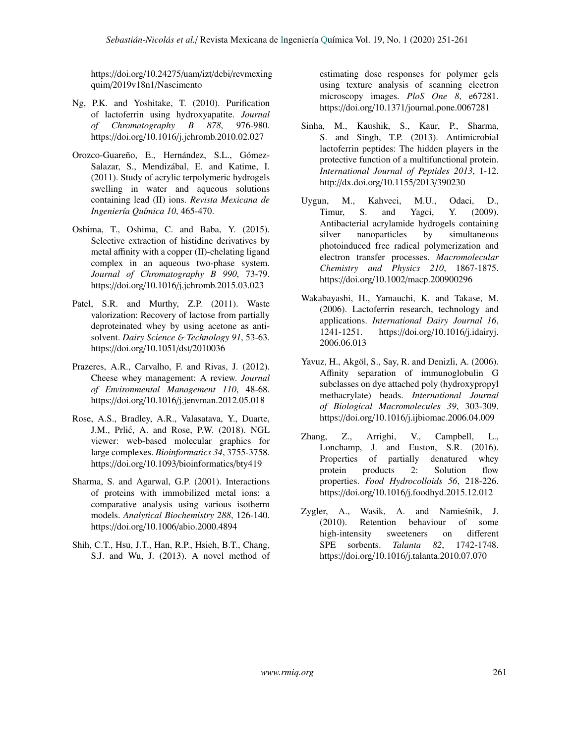https://doi.org/10.24275/uam/izt/dcbi/revmexingquim/2019v18n1/Nascimento

Ng, P.K. and Yoshitake, T. (2010). Purification of lactoferrin using hydroxyapatite. *Journal of Chromatography B 878*, 976-980. https://doi.org/10.1016/j.jchromb.2010.02.027

Orozco-Guareño, E., Hernández, S.L., Gómez-Salazar, S., Mendizábal, E. and Katime, I. (2011). Study of acrylic terpolymeric hydrogels swelling in water and aqueous solutions containing lead (II) ions. *Revista Mexicana de Ingeniería Química 10*, 465-470.

Oshima, T., Oshima, C. and Baba, Y. (2015). Selective extraction of histidine derivatives by metal affinity with a copper (II)-chelating ligand complex in an aqueous two-phase system. *Journal of Chromatography B 990*, 73-79. https://doi.org/10.1016/j.jchromb.2015.03.023

Patel, S.R. and Murthy, Z.P. (2011). Waste valorization: Recovery of lactose from partially deproteinated whey by using acetone as anti-solvent. *Dairy Science & Technology 91*, 53-63. https://doi.org/10.1051/dst/2010036

Prazeres, A.R., Carvalho, F. and Rivas, J. (2012). Cheese whey management: A review. *Journal of Environmental Management 110*, 48-68. https://doi.org/10.1016/j.jenvman.2012.05.018

Rose, A.S., Bradley, A.R., Valasatava, Y., Duarte, J.M., Prlić, A. and Rose, P.W. (2018). NGL viewer: web-based molecular graphics for large complexes. *Bioinformatics 34*, 3755-3758. https://doi.org/10.1093/bioinformatics/bty419

Sharma, S. and Agarwal, G.P. (2001). Interactions of proteins with immobilized metal ions: a comparative analysis using various isotherm models. *Analytical Biochemistry 288*, 126-140. https://doi.org/10.1006/abio.2000.4894

Shih, C.T., Hsu, J.T., Han, R.P., Hsieh, B.T., Chang, S.J. and Wu, J. (2013). A novel method of estimating dose responses for polymer gels using texture analysis of scanning electron microscopy images. *PloS One 8*, e67281. https://doi.org/10.1371/journal.pone.0067281

Sinha, M., Kaushik, S., Kaur, P., Sharma, S. and Singh, T.P. (2013). Antimicrobial lactoferrin peptides: The hidden players in the protective function of a multifunctional protein. *International Journal of Peptides 2013*, 1-12. http://dx.doi.org/10.1155/2013/390230

Uygun, M., Kahveci, M.U., Odaci, D., Timur, S. and Yagci, Y. (2009). Antibacterial acrylamide hydrogels containing silver nanoparticles by simultaneous photoinduced free radical polymerization and electron transfer processes. *Macromolecular Chemistry and Physics 210*, 1867-1875. https://doi.org/10.1002/macp.200900296

Wakabayashi, H., Yamauchi, K. and Takase, M. (2006). Lactoferrin research, technology and applications. *International Dairy Journal 16*, 1241-1251. https://doi.org/10.1016/j.idairyj.2006.06.013

Yavuz, H., Akgöl, S., Say, R. and Denizli, A. (2006). Affinity separation of immunoglobulin G subclasses on dye attached poly (hydroxypropyl methacrylate) beads. *International Journal of Biological Macromolecules 39*, 303-309. https://doi.org/10.1016/j.ijbiomac.2006.04.009

Zhang, Z., Arrighi, V., Campbell, L., Lonchamp, J. and Euston, S.R. (2016). Properties of partially denatured whey protein products 2: Solution flow properties. *Food Hydrocolloids 56*, 218-226. https://doi.org/10.1016/j.foodhyd.2015.12.012

Zygler, A., Wasik, A. and Namieśnik, J. (2010). Retention behaviour of some high-intensity sweeteners on different SPE sorbents. *Talanta 82*, 1742-1748. https://doi.org/10.1016/j.talanta.2010.07.070